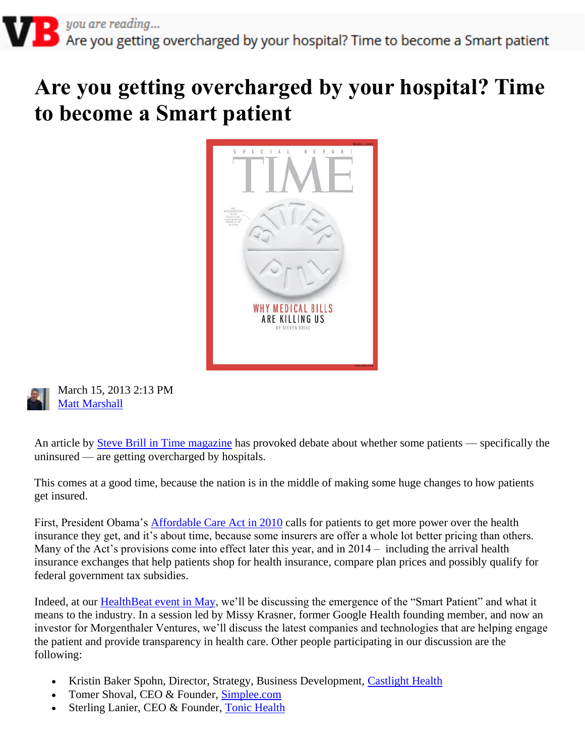# Are you getting overcharged by your hospital? Time to become a Smart patient

March 15, 2013 2:13 PM
Matt Marshall

An article by Steve Brill in Time magazine has provoked debate about whether some patients — specifically the uninsured — are getting overcharged by hospitals.

This comes at a good time, because the nation is in the middle of making some huge changes to how patients get insured.

First, President Obama's Affordable Care Act in 2010 calls for patients to get more power over the health insurance they get, and it's about time, because some insurers are offer a whole lot better pricing than others. Many of the Act's provisions come into effect later this year, and in 2014 – including the arrival health insurance exchanges that help patients shop for health insurance, compare plan prices and possibly qualify for federal government tax subsidies.

Indeed, at our HealthBeat event in May, we'll be discussing the emergence of the "Smart Patient" and what it means to the industry. In a session led by Missy Krasner, former Google Health founding member, and now an investor for Morgenthaler Ventures, we'll discuss the latest companies and technologies that are helping engage the patient and provide transparency in health care. Other people participating in our discussion are the following:

- Kristin Baker Spohn, Director, Strategy, Business Development, Castlight Health
- Tomer Shoval, CEO & Founder, Simplee.com
- Sterling Lanier, CEO & Founder, Tonic Health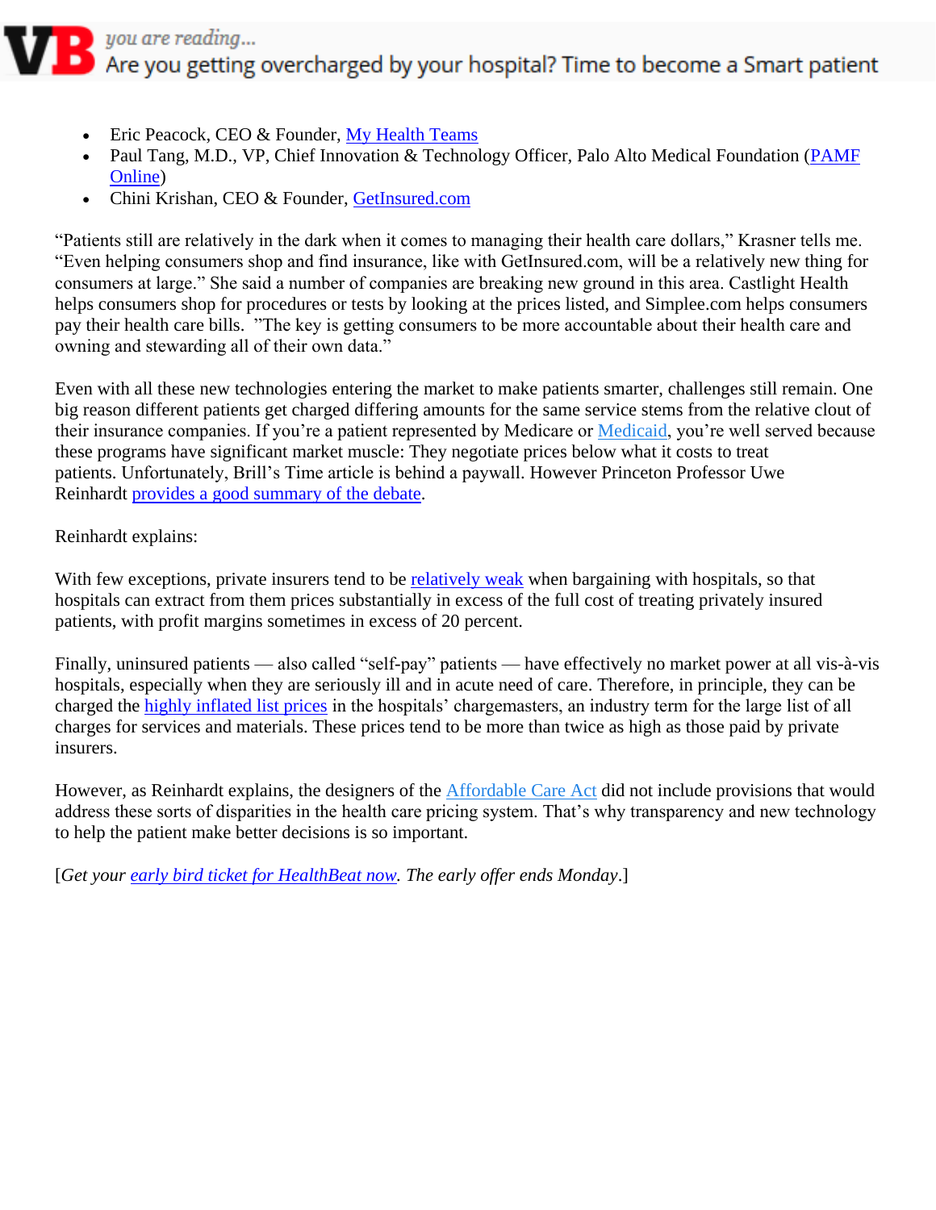- Eric Peacock, CEO & Founder, My Health Teams
- Paul Tang, M.D., VP, Chief Innovation & Technology Officer, Palo Alto Medical Foundation (PAMF Online)
- Chini Krishan, CEO & Founder, GetInsured.com

"Patients still are relatively in the dark when it comes to managing their health care dollars," Krasner tells me. "Even helping consumers shop and find insurance, like with GetInsured.com, will be a relatively new thing for consumers at large." She said a number of companies are breaking new ground in this area. Castlight Health helps consumers shop for procedures or tests by looking at the prices listed, and Simplee.com helps consumers pay their health care bills. "The key is getting consumers to be more accountable about their health care and owning and stewarding all of their own data."

Even with all these new technologies entering the market to make patients smarter, challenges still remain. One big reason different patients get charged differing amounts for the same service stems from the relative clout of their insurance companies. If you're a patient represented by Medicare or Medicaid, you're well served because these programs have significant market muscle: They negotiate prices below what it costs to treat patients. Unfortunately, Brill's Time article is behind a paywall. However Princeton Professor Uwe Reinhardt provides a good summary of the debate.

Reinhardt explains:

With few exceptions, private insurers tend to be relatively weak when bargaining with hospitals, so that hospitals can extract from them prices substantially in excess of the full cost of treating privately insured patients, with profit margins sometimes in excess of 20 percent.

Finally, uninsured patients — also called "self-pay" patients — have effectively no market power at all vis-à-vis hospitals, especially when they are seriously ill and in acute need of care. Therefore, in principle, they can be charged the highly inflated list prices in the hospitals' chargemasters, an industry term for the large list of all charges for services and materials. These prices tend to be more than twice as high as those paid by private insurers.

However, as Reinhardt explains, the designers of the Affordable Care Act did not include provisions that would address these sorts of disparities in the health care pricing system. That's why transparency and new technology to help the patient make better decisions is so important.

[*Get your early bird ticket for HealthBeat now. The early offer ends Monday*.]